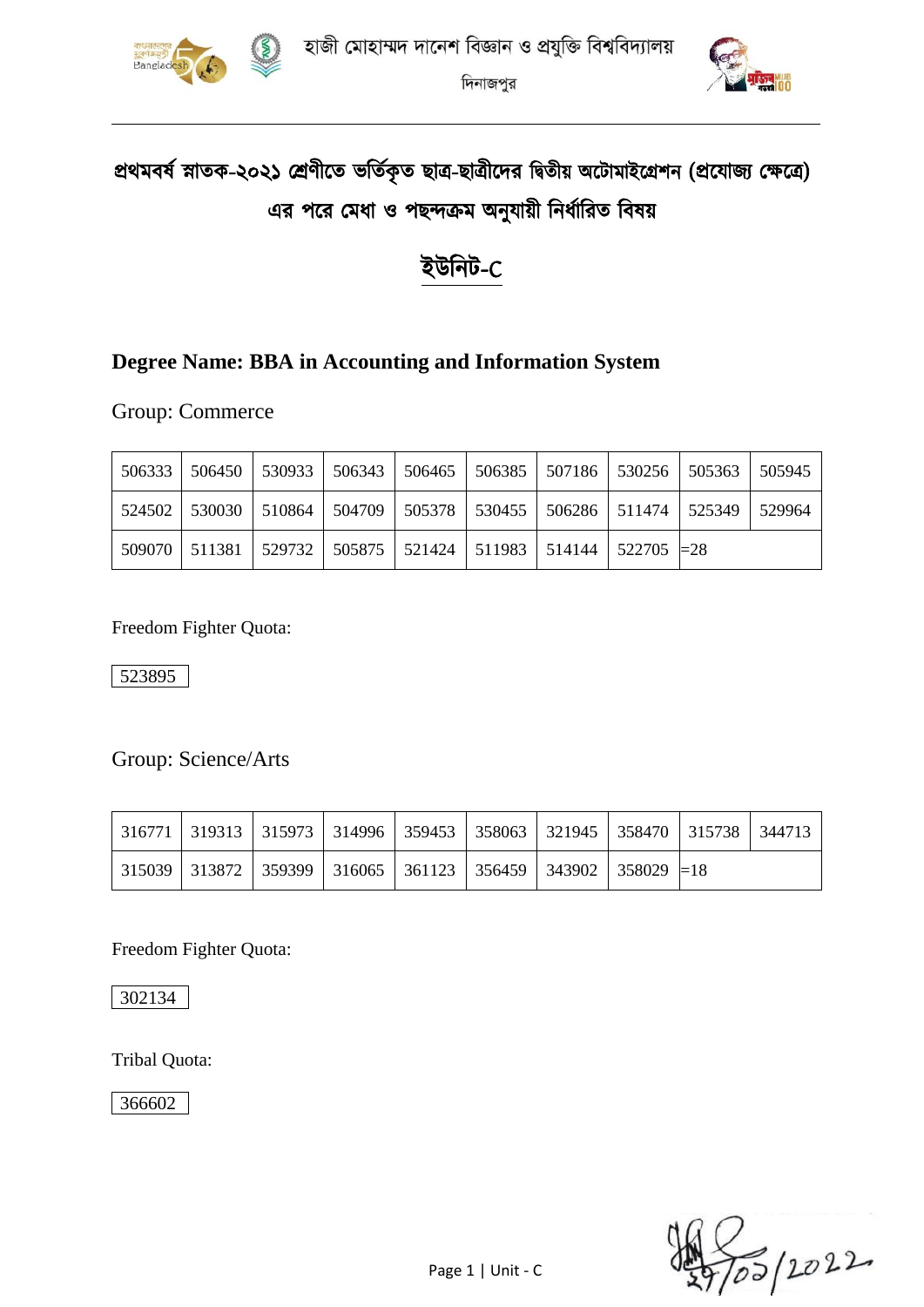হাজী মোহাম্মদ দানেশ বিজ্ঞান ও প্রযুক্তি বিশ্ববিদ্যালয়

দিনাজপুর

## প্রথমবর্ষ স্নাতক-২০২১ শ্রেণীতে ভর্তিকৃত ছাত্র-ছাত্রীদের দ্বিতীয় অটোমাইগ্রেশন (প্রযোজ্য ক্ষেত্রে) এর পরে মেধা ও পছন্দক্রম অনুযায়ী নির্ধারিত বিষয়

## ইউনিট-C

### Degree Name: BBA in Accounting and Information System

Group: Commerce

| | | | | | | | | | |
|---|---|---|---|---|---|---|---|---|---|
| 506333 | 506450 | 530933 | 506343 | 506465 | 506385 | 507186 | 530256 | 505363 | 505945 |
| 524502 | 530030 | 510864 | 504709 | 505378 | 530455 | 506286 | 511474 | 525349 | 529964 |
| 509070 | 511381 | 529732 | 505875 | 521424 | 511983 | 514144 | 522705 | =28 | |

Freedom Fighter Quota:

| |
|---|
| 523895 |

Group: Science/Arts

| | | | | | | | | | |
|---|---|---|---|---|---|---|---|---|---|
| 316771 | 319313 | 315973 | 314996 | 359453 | 358063 | 321945 | 358470 | 315738 | 344713 |
| 315039 | 313872 | 359399 | 316065 | 361123 | 356459 | 343902 | 358029 | =18 | |

Freedom Fighter Quota:

| |
|---|
| 302134 |

Tribal Quota:

| |
|---|
| 366602 |

27/03/2022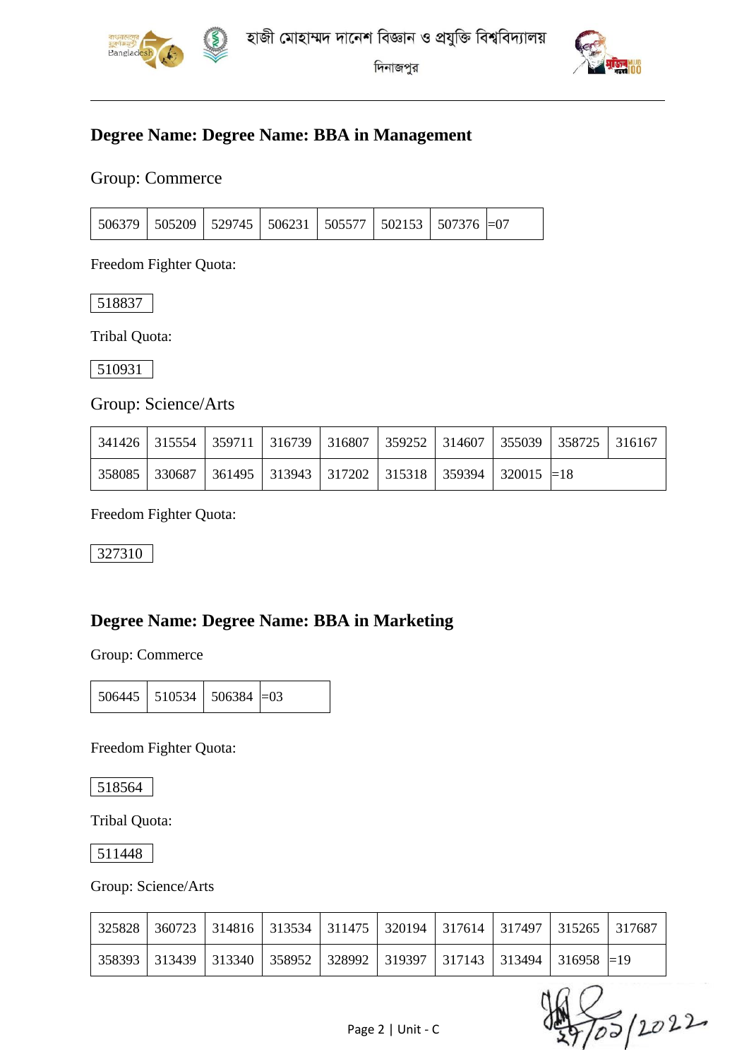হাজী মোহাম্মদ দানেশ বিজ্ঞান ও প্রযুক্তি বিশ্ববিদ্যালয়

দিনাজপুর

## Degree Name: Degree Name: BBA in Management

### Group: Commerce

| 506379 | 505209 | 529745 | 506231 | 505577 | 502153 | 507376 | =07 |
|---|---|---|---|---|---|---|---|

Freedom Fighter Quota:

| 518837 |
|---|

Tribal Quota:

| 510931 |
|---|

### Group: Science/Arts

| 341426 | 315554 | 359711 | 316739 | 316807 | 359252 | 314607 | 355039 | 358725 | 316167 |
|---|---|---|---|---|---|---|---|---|---|
| 358085 | 330687 | 361495 | 313943 | 317202 | 315318 | 359394 | 320015 | =18 | |

Freedom Fighter Quota:

| 327310 |
|---|

## Degree Name: Degree Name: BBA in Marketing

Group: Commerce

| 506445 | 510534 | 506384 | =03 |
|---|---|---|---|

Freedom Fighter Quota:

| 518564 |
|---|

Tribal Quota:

| 511448 |
|---|

Group: Science/Arts

| 325828 | 360723 | 314816 | 313534 | 311475 | 320194 | 317614 | 317497 | 315265 | 317687 |
|---|---|---|---|---|---|---|---|---|---|
| 358393 | 313439 | 313340 | 358952 | 328992 | 319397 | 317143 | 313494 | 316958 | =19 |

27/03/2022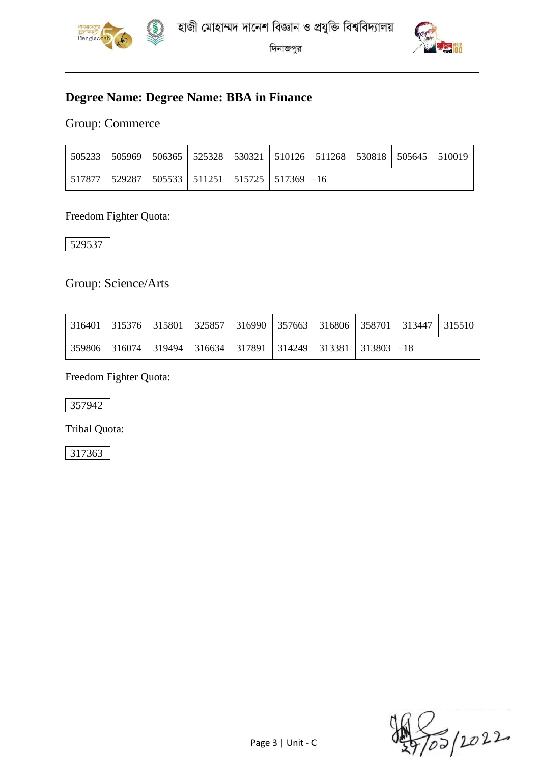হাজী মোহাম্মদ দানেশ বিজ্ঞান ও প্রযুক্তি বিশ্ববিদ্যালয়

দিনাজপুর

## Degree Name: Degree Name: BBA in Finance

Group: Commerce

| | | | | | | | | | |
|---|---|---|---|---|---|---|---|---|---|
| 505233 | 505969 | 506365 | 525328 | 530321 | 510126 | 511268 | 530818 | 505645 | 510019 |
| 517877 | 529287 | 505533 | 511251 | 515725 | 517369 | =16 | | | |

Freedom Fighter Quota:

| |
|---|
| 529537 |

Group: Science/Arts

| | | | | | | | | | |
|---|---|---|---|---|---|---|---|---|---|
| 316401 | 315376 | 315801 | 325857 | 316990 | 357663 | 316806 | 358701 | 313447 | 315510 |
| 359806 | 316074 | 319494 | 316634 | 317891 | 314249 | 313381 | 313803 | =18 | |

Freedom Fighter Quota:

| |
|---|
| 357942 |

Tribal Quota:

| |
|---|
| 317363 |

27/02/2022